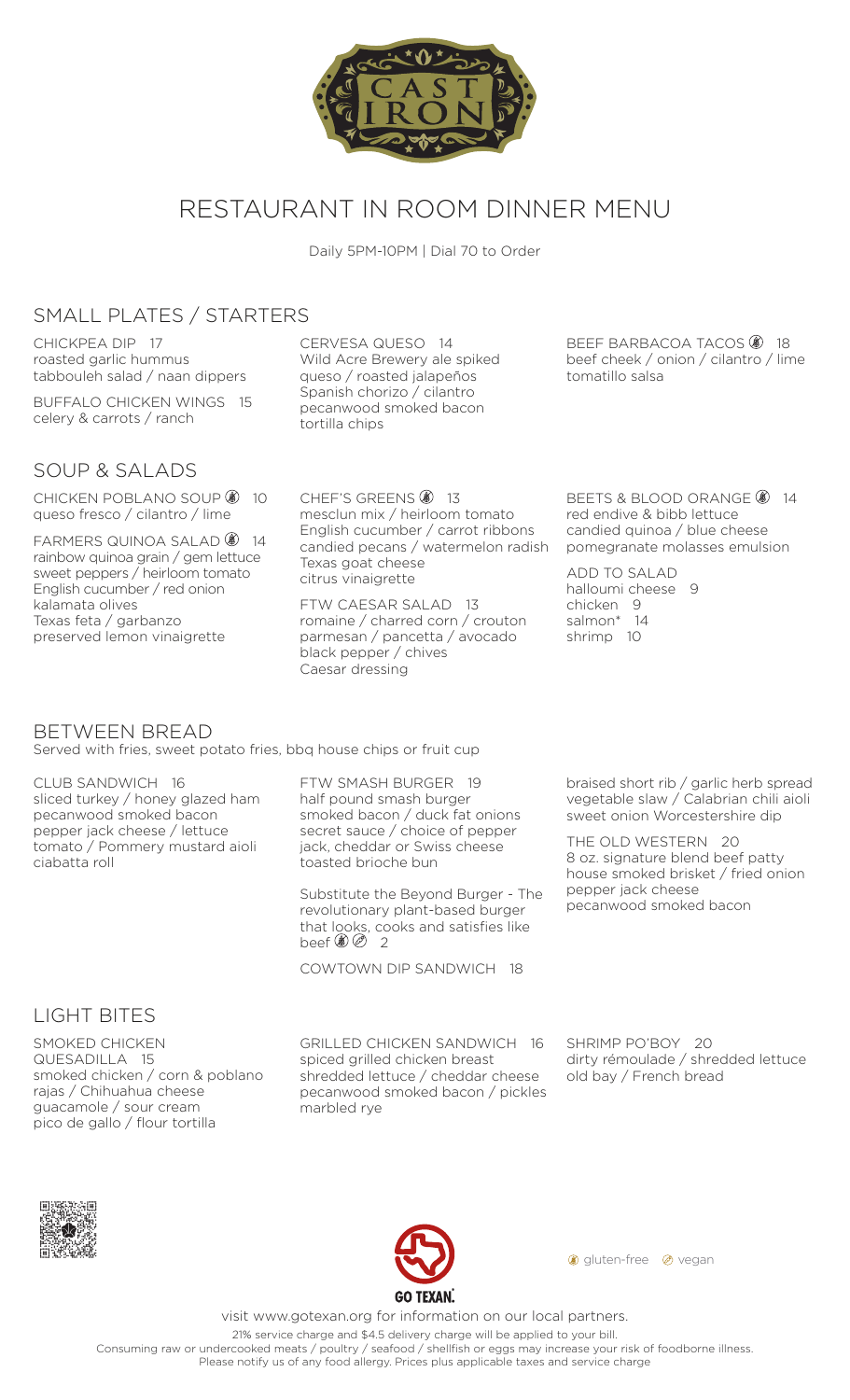# RESTAURANT IN ROOM DINNER MENU

Daily 5PM-10PM | Dial 70 to Order

## SMALL PLATES / STARTERS

CHICKPEA DIP 17
roasted garlic hummus
tabbouleh salad / naan dippers

BUFFALO CHICKEN WINGS 15
celery & carrots / ranch

CERVESA QUESO 14
Wild Acre Brewery ale spiked queso / roasted jalapeños
Spanish chorizo / cilantro
pecanwood smoked bacon
tortilla chips

BEEF BARBACOA TACOS (gluten-free) 18
beef cheek / onion / cilantro / lime
tomatillo salsa

## SOUP & SALADS

CHICKEN POBLANO SOUP (gluten-free) 10
queso fresco / cilantro / lime

FARMERS QUINOA SALAD (gluten-free) 14
rainbow quinoa grain / gem lettuce
sweet peppers / heirloom tomato
English cucumber / red onion
kalamata olives
Texas feta / garbanzo
preserved lemon vinaigrette

CHEF'S GREENS (gluten-free) 13
mesclun mix / heirloom tomato
English cucumber / carrot ribbons
candied pecans / watermelon radish
Texas goat cheese
citrus vinaigrette

FTW CAESAR SALAD 13
romaine / charred corn / crouton
parmesan / pancetta / avocado
black pepper / chives
Caesar dressing

BEETS & BLOOD ORANGE (gluten-free) 14
red endive & bibb lettuce
candied quinoa / blue cheese
pomegranate molasses emulsion

ADD TO SALAD
halloumi cheese 9
chicken 9
salmon* 14
shrimp 10

## BETWEEN BREAD

Served with fries, sweet potato fries, bbq house chips or fruit cup

CLUB SANDWICH 16
sliced turkey / honey glazed ham
pecanwood smoked bacon
pepper jack cheese / lettuce
tomato / Pommery mustard aioli
ciabatta roll

FTW SMASH BURGER 19
half pound smash burger
smoked bacon / duck fat onions
secret sauce / choice of pepper jack, cheddar or Swiss cheese
toasted brioche bun

Substitute the Beyond Burger - The revolutionary plant-based burger that looks, cooks and satisfies like beef (gluten-free) (vegan) 2

COWTOWN DIP SANDWICH 18
braised short rib / garlic herb spread
vegetable slaw / Calabrian chili aioli
sweet onion Worcestershire dip

THE OLD WESTERN 20
8 oz. signature blend beef patty
house smoked brisket / fried onion
pepper jack cheese
pecanwood smoked bacon

## LIGHT BITES

SMOKED CHICKEN QUESADILLA 15
smoked chicken / corn & poblano rajas / Chihuahua cheese
guacamole / sour cream
pico de gallo / flour tortilla

GRILLED CHICKEN SANDWICH 16
spiced grilled chicken breast
shredded lettuce / cheddar cheese
pecanwood smoked bacon / pickles
marbled rye

SHRIMP PO'BOY 20
dirty rémoulade / shredded lettuce
old bay / French bread

(gluten-free symbol) gluten-free (vegan symbol) vegan

GO TEXAN.

visit www.gotexan.org for information on our local partners.

21% service charge and $4.5 delivery charge will be applied to your bill.
Consuming raw or undercooked meats / poultry / seafood / shellfish or eggs may increase your risk of foodborne illness.
Please notify us of any food allergy. Prices plus applicable taxes and service charge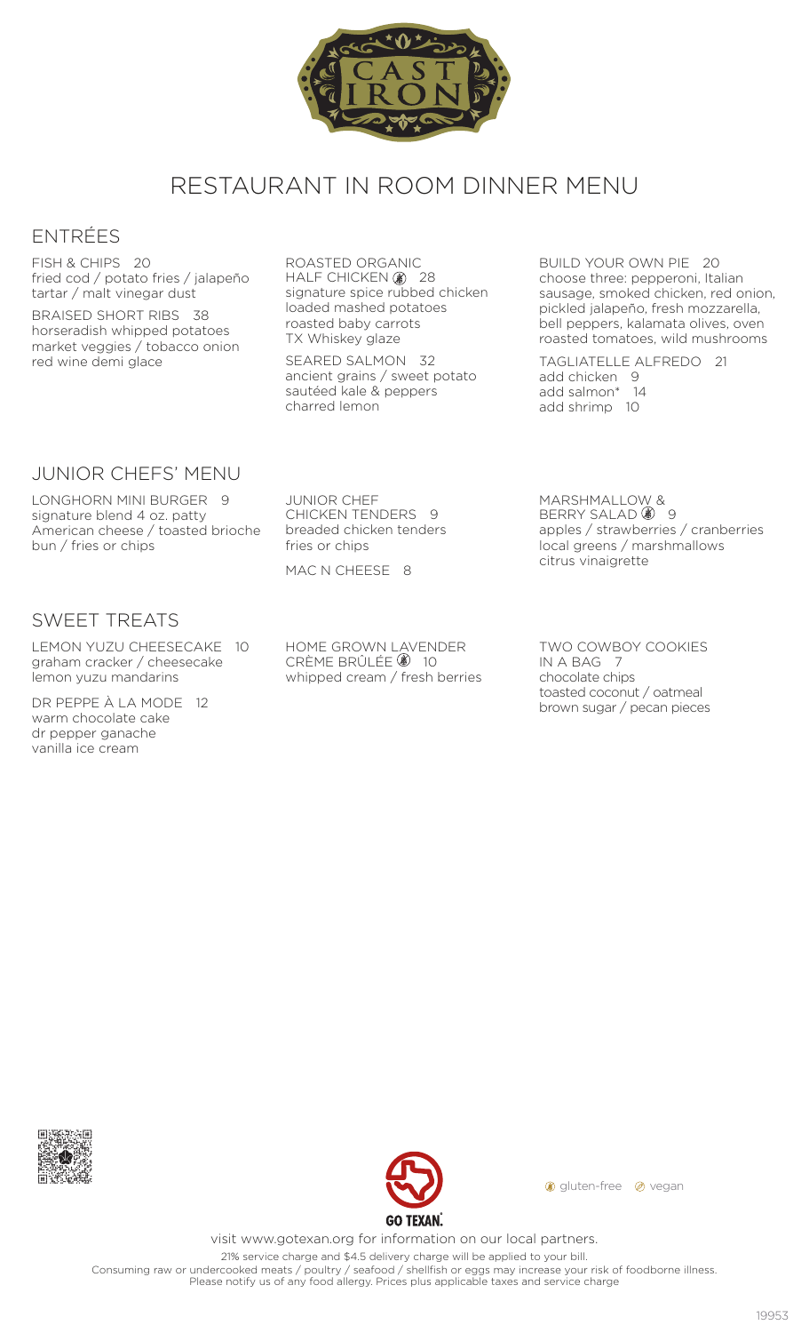CAST IRON

# RESTAURANT IN ROOM DINNER MENU

## ENTRÉES

FISH & CHIPS 20
fried cod / potato fries / jalapeño tartar / malt vinegar dust

BRAISED SHORT RIBS 38
horseradish whipped potatoes
market veggies / tobacco onion
red wine demi glace

ROASTED ORGANIC HALF CHICKEN (gluten-free) 28
signature spice rubbed chicken
loaded mashed potatoes
roasted baby carrots
TX Whiskey glaze

SEARED SALMON 32
ancient grains / sweet potato
sautéed kale & peppers
charred lemon

BUILD YOUR OWN PIE 20
choose three: pepperoni, Italian sausage, smoked chicken, red onion, pickled jalapeño, fresh mozzarella, bell peppers, kalamata olives, oven roasted tomatoes, wild mushrooms

TAGLIATELLE ALFREDO 21
add chicken 9
add salmon* 14
add shrimp 10

## JUNIOR CHEFS' MENU

LONGHORN MINI BURGER 9
signature blend 4 oz. patty
American cheese / toasted brioche bun / fries or chips

JUNIOR CHEF CHICKEN TENDERS 9
breaded chicken tenders
fries or chips

MAC N CHEESE 8

MARSHMALLOW & BERRY SALAD (gluten-free) 9
apples / strawberries / cranberries
local greens / marshmallows
citrus vinaigrette

## SWEET TREATS

LEMON YUZU CHEESECAKE 10
graham cracker / cheesecake
lemon yuzu mandarins

DR PEPPE À LA MODE 12
warm chocolate cake
dr pepper ganache
vanilla ice cream

HOME GROWN LAVENDER CRÈME BRÛLÉE (gluten-free) 10
whipped cream / fresh berries

TWO COWBOY COOKIES IN A BAG 7
chocolate chips
toasted coconut / oatmeal
brown sugar / pecan pieces

GO TEXAN.

gluten-free vegan

visit www.gotexan.org for information on our local partners.

21% service charge and $4.5 delivery charge will be applied to your bill.
Consuming raw or undercooked meats / poultry / seafood / shellfish or eggs may increase your risk of foodborne illness.
Please notify us of any food allergy. Prices plus applicable taxes and service charge

19953